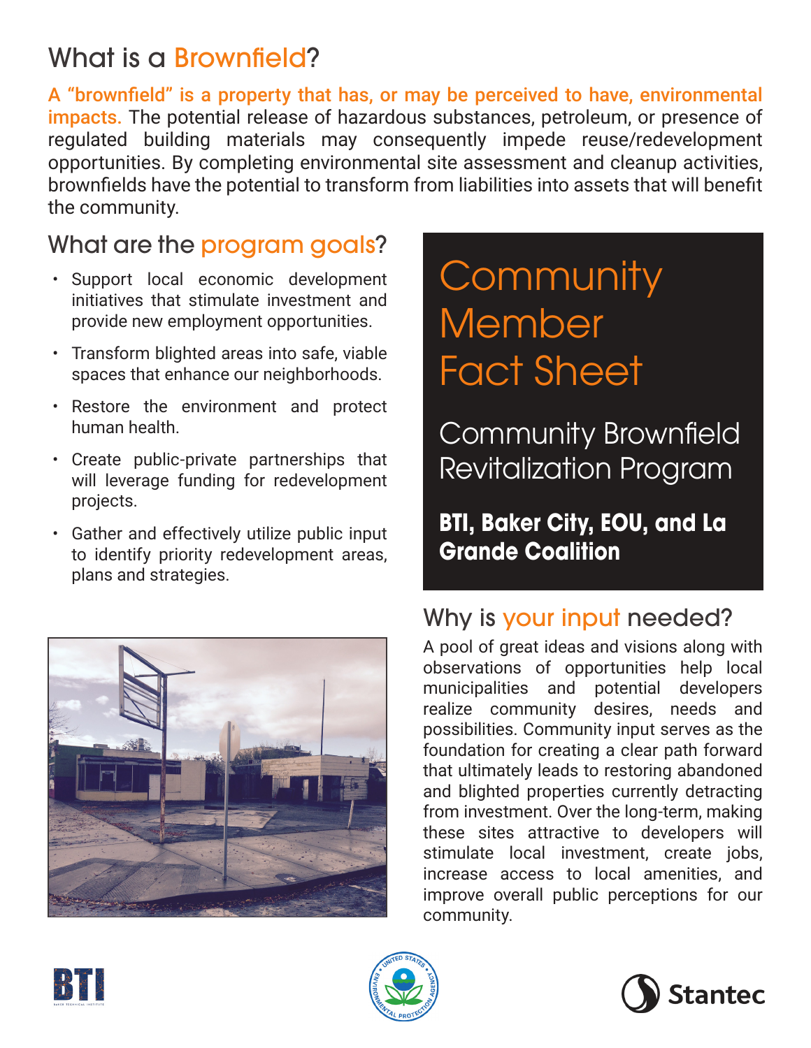# Community Member Fact Sheet

## Community Brownfield Revitalization Program

**BTI, Baker City, EOU, and La Grande Coalition**

## What is a Brownfield?

A "brownfield" is a property that has, or may be perceived to have, environmental impacts. The potential release of hazardous substances, petroleum, or presence of regulated building materials may consequently impede reuse/redevelopment opportunities. By completing environmental site assessment and cleanup activities, brownfields have the potential to transform from liabilities into assets that will benefit the community.

## What are the program goals?

- Support local economic development initiatives that stimulate investment and provide new employment opportunities.
- Transform blighted areas into safe, viable spaces that enhance our neighborhoods.
- Restore the environment and protect human health.
- Create public-private partnerships that will leverage funding for redevelopment projects.
- Gather and effectively utilize public input to identify priority redevelopment areas, plans and strategies.

## Why is your input needed?

A pool of great ideas and visions along with observations of opportunities help local municipalities and potential developers realize community desires, needs and possibilities. Community input serves as the foundation for creating a clear path forward that ultimately leads to restoring abandoned and blighted properties currently detracting from investment. Over the long-term, making these sites attractive to developers will stimulate local investment, create jobs, increase access to local amenities, and improve overall public perceptions for our community.

BTI Baker Technical Institute | United States Environmental Protection Agency | Stantec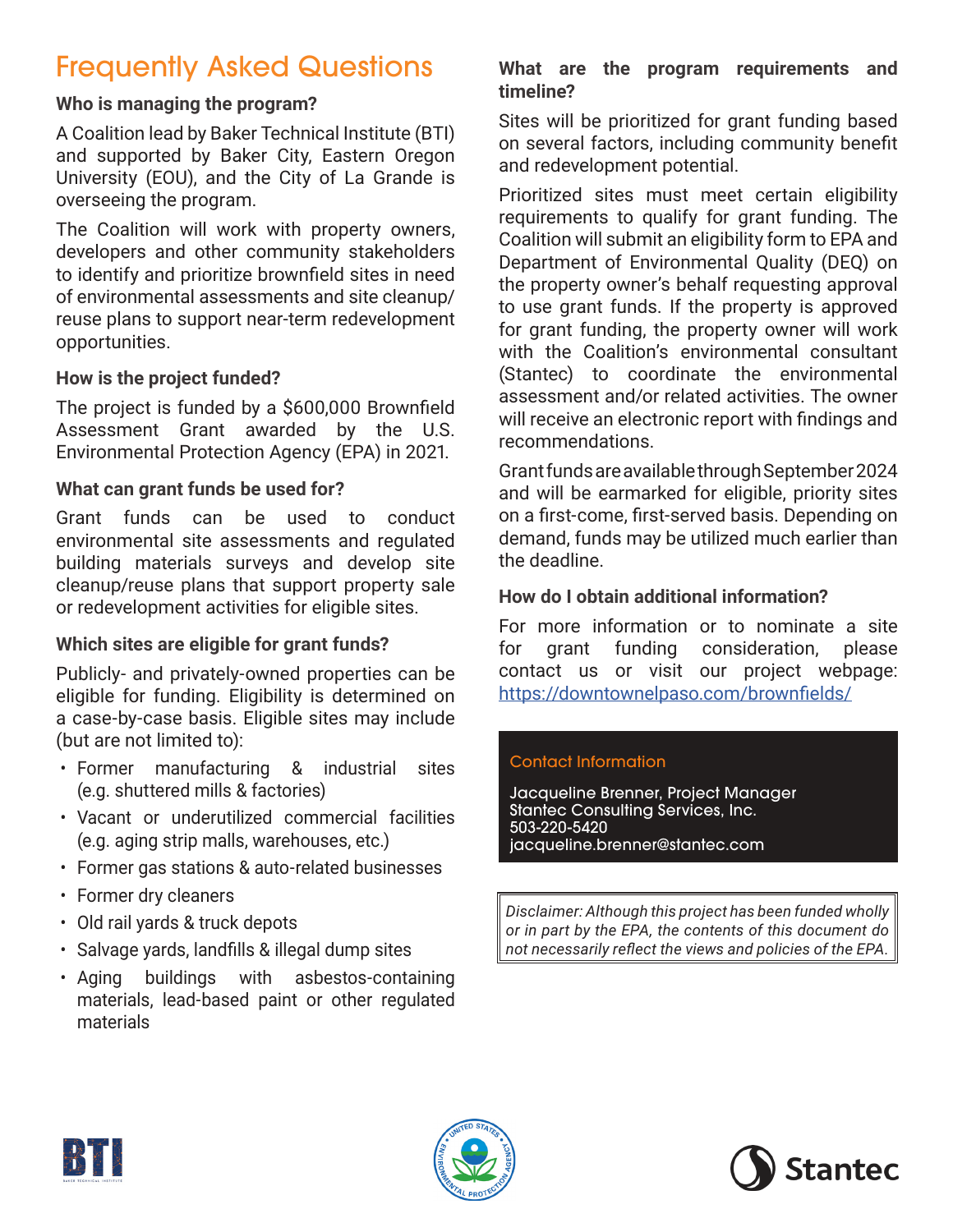# Frequently Asked Questions

### Who is managing the program?

A Coalition lead by Baker Technical Institute (BTI) and supported by Baker City, Eastern Oregon University (EOU), and the City of La Grande is overseeing the program.

The Coalition will work with property owners, developers and other community stakeholders to identify and prioritize brownfield sites in need of environmental assessments and site cleanup/ reuse plans to support near-term redevelopment opportunities.

### How is the project funded?

The project is funded by a $600,000 Brownfield Assessment Grant awarded by the U.S. Environmental Protection Agency (EPA) in 2021.

### What can grant funds be used for?

Grant funds can be used to conduct environmental site assessments and regulated building materials surveys and develop site cleanup/reuse plans that support property sale or redevelopment activities for eligible sites.

### Which sites are eligible for grant funds?

Publicly- and privately-owned properties can be eligible for funding. Eligibility is determined on a case-by-case basis. Eligible sites may include (but are not limited to):

- Former manufacturing & industrial sites (e.g. shuttered mills & factories)
- Vacant or underutilized commercial facilities (e.g. aging strip malls, warehouses, etc.)
- Former gas stations & auto-related businesses
- Former dry cleaners
- Old rail yards & truck depots
- Salvage yards, landfills & illegal dump sites
- Aging buildings with asbestos-containing materials, lead-based paint or other regulated materials

### What are the program requirements and timeline?

Sites will be prioritized for grant funding based on several factors, including community benefit and redevelopment potential.

Prioritized sites must meet certain eligibility requirements to qualify for grant funding. The Coalition will submit an eligibility form to EPA and Department of Environmental Quality (DEQ) on the property owner's behalf requesting approval to use grant funds. If the property is approved for grant funding, the property owner will work with the Coalition's environmental consultant (Stantec) to coordinate the environmental assessment and/or related activities. The owner will receive an electronic report with findings and recommendations.

Grant funds are available through September 2024 and will be earmarked for eligible, priority sites on a first-come, first-served basis. Depending on demand, funds may be utilized much earlier than the deadline.

### How do I obtain additional information?

For more information or to nominate a site for grant funding consideration, please contact us or visit our project webpage: https://downtownelpaso.com/brownfields/

**Contact Information**

Jacqueline Brenner, Project Manager
Stantec Consulting Services, Inc.
503-220-5420
jacqueline.brenner@stantec.com

*Disclaimer: Although this project has been funded wholly or in part by the EPA, the contents of this document do not necessarily reflect the views and policies of the EPA.*